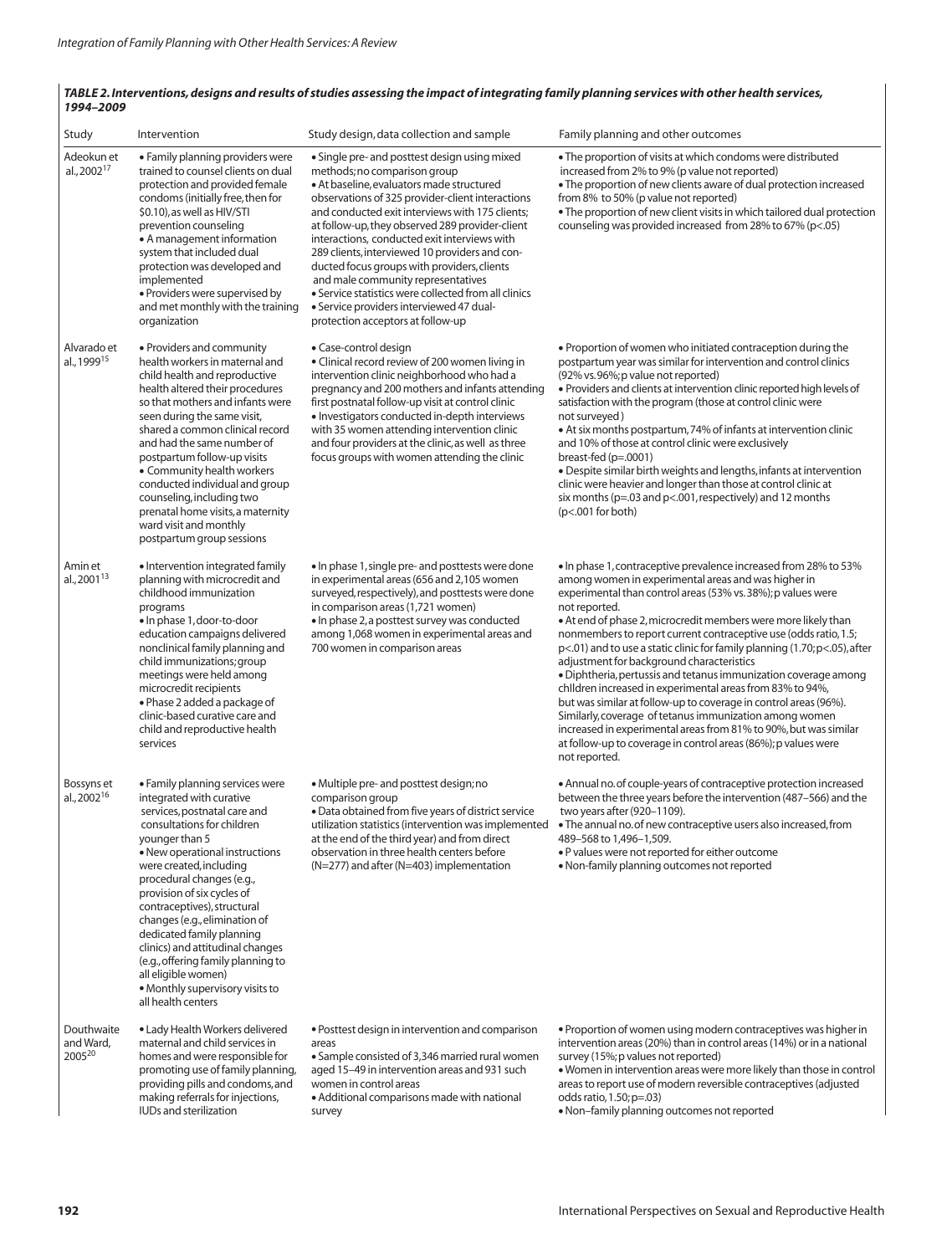**TABLE 2. Interventions, designs and results of studies assessing the impact of integrating family planning services with other health services, 1994–2009**

| Study | Intervention | Study design, data collection and sample | Family planning and other outcomes |
|---|---|---|---|
| Adeokun et al., 2002[17] | • Family planning providers were trained to counsel clients on dual protection and provided female condoms (initially free, then for \$0.10), as well as HIV/STI prevention counseling<br>• A management information system that included dual protection was developed and implemented<br>• Providers were supervised by and met monthly with the training organization | • Single pre- and posttest design using mixed methods; no comparison group<br>• At baseline, evaluators made structured observations of 325 provider-client interactions and conducted exit interviews with 175 clients; at follow-up, they observed 289 provider-client interactions, conducted exit interviews with 289 clients, interviewed 10 providers and conducted focus groups with providers, clients and male community representatives<br>• Service statistics were collected from all clinics<br>• Service providers interviewed 47 dual-protection acceptors at follow-up | • The proportion of visits at which condoms were distributed increased from 2% to 9% (p value not reported)<br>• The proportion of new clients aware of dual protection increased from 8% to 50% (p value not reported)<br>• The proportion of new client visits in which tailored dual protection counseling was provided increased from 28% to 67% ($p<.05$) |
| Alvarado et al., 1999[15] | • Providers and community health workers in maternal and child health and reproductive health altered their procedures so that mothers and infants were seen during the same visit, shared a common clinical record and had the same number of postpartum follow-up visits<br>• Community health workers conducted individual and group counseling, including two prenatal home visits, a maternity ward visit and monthly postpartum group sessions | • Case-control design<br>• Clinical record review of 200 women living in intervention clinic neighborhood who had a pregnancy and 200 mothers and infants attending first postnatal follow-up visit at control clinic<br>• Investigators conducted in-depth interviews with 35 women attending intervention clinic and four providers at the clinic, as well as three focus groups with women attending the clinic | • Proportion of women who initiated contraception during the postpartum year was similar for intervention and control clinics (92% vs. 96%; p value not reported)<br>• Providers and clients at intervention clinic reported high levels of satisfaction with the program (those at control clinic were not surveyed)<br>• At six months postpartum, 74% of infants at intervention clinic and 10% of those at control clinic were exclusively breast-fed ($p=.0001$)<br>• Despite similar birth weights and lengths, infants at intervention clinic were heavier and longer than those at control clinic at six months ($p=.03$ and $p<.001$, respectively) and 12 months ($p<.001$ for both) |
| Amin et al., 2001[13] | • Intervention integrated family planning with microcredit and childhood immunization programs<br>• In phase 1, door-to-door education campaigns delivered nonclinical family planning and child immunizations; group meetings were held among microcredit recipients<br>• Phase 2 added a package of clinic-based curative care and child and reproductive health services | • In phase 1, single pre- and posttests were done in experimental areas (656 and 2,105 women surveyed, respectively), and posttests were done in comparison areas (1,721 women)<br>• In phase 2, a posttest survey was conducted among 1,068 women in experimental areas and 700 women in comparison areas | • In phase 1, contraceptive prevalence increased from 28% to 53% among women in experimental areas and was higher in experimental than control areas (53% vs. 38%); p values were not reported.<br>• At end of phase 2, microcredit members were more likely than nonmembers to report current contraceptive use (odds ratio, 1.5; $p<.01$) and to use a static clinic for family planning (1.70; $p<.05$), after adjustment for background characteristics<br>• Diphtheria, pertussis and tetanus immunization coverage among children increased in experimental areas from 83% to 94%, but was similar at follow-up to coverage in control areas (96%). Similarly, coverage of tetanus immunization among women increased in experimental areas from 81% to 90%, but was similar at follow-up to coverage in control areas (86%); p values were not reported. |
| Bossyns et al., 2002[16] | • Family planning services were integrated with curative services, postnatal care and consultations for children younger than 5<br>• New operational instructions were created, including procedural changes (e.g., provision of six cycles of contraceptives), structural changes (e.g., elimination of dedicated family planning clinics) and attitudinal changes (e.g., offering family planning to all eligible women)<br>• Monthly supervisory visits to all health centers | • Multiple pre- and posttest design; no comparison group<br>• Data obtained from five years of district service utilization statistics (intervention was implemented at the end of the third year) and from direct observation in three health centers before (N=277) and after (N=403) implementation | • Annual no. of couple-years of contraceptive protection increased between the three years before the intervention (487–566) and the two years after (920–1109).<br>• The annual no. of new contraceptive users also increased, from 489–568 to 1,496–1,509.<br>• P values were not reported for either outcome<br>• Non-family planning outcomes not reported |
| Douthwaite and Ward, 2005[20] | • Lady Health Workers delivered maternal and child services in homes and were responsible for promoting use of family planning, providing pills and condoms, and making referrals for injections, IUDs and sterilization | • Posttest design in intervention and comparison areas<br>• Sample consisted of 3,346 married rural women aged 15–49 in intervention areas and 931 such women in control areas<br>• Additional comparisons made with national survey | • Proportion of women using modern contraceptives was higher in intervention areas (20%) than in control areas (14%) or in a national survey (15%; p values not reported)<br>• Women in intervention areas were more likely than those in control areas to report use of modern reversible contraceptives (adjusted odds ratio, 1.50; $p=.03$)<br>• Non–family planning outcomes not reported |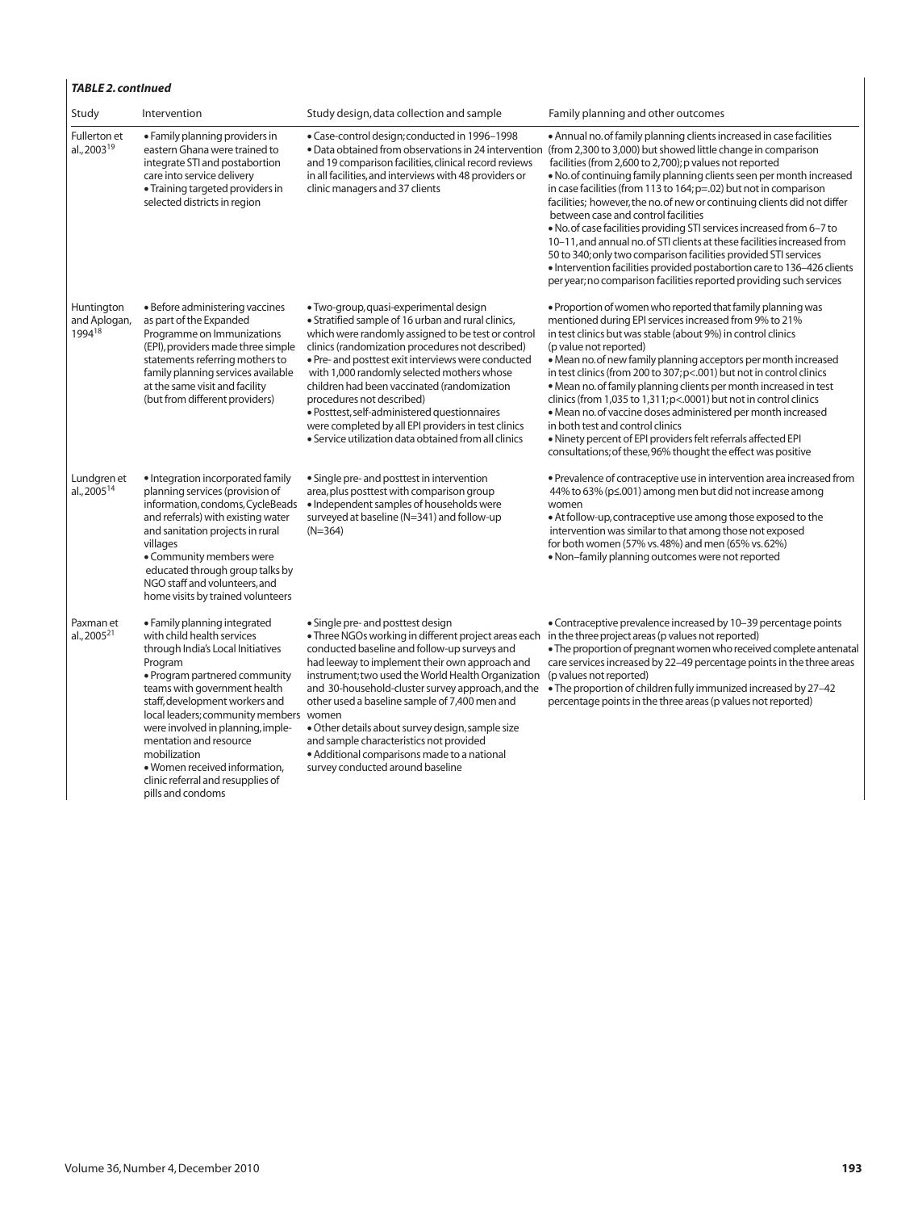***TABLE 2. continued***

| Study | Intervention | Study design, data collection and sample | Family planning and other outcomes |
|---|---|---|---|
| Fullerton et al., 2003[19] | • Family planning providers in eastern Ghana were trained to integrate STI and postabortion care into service delivery<br>• Training targeted providers in selected districts in region | • Case-control design; conducted in 1996–1998<br>• Data obtained from observations in 24 intervention and 19 comparison facilities, clinical record reviews in all facilities, and interviews with 48 providers or clinic managers and 37 clients | • Annual no. of family planning clients increased in case facilities (from 2,300 to 3,000) but showed little change in comparison facilities (from 2,600 to 2,700); p values not reported<br>• No. of continuing family planning clients seen per month increased in case facilities (from 113 to 164; p=.02) but not in comparison facilities; however, the no. of new or continuing clients did not differ between case and control facilities<br>• No. of case facilities providing STI services increased from 6–7 to 10–11, and annual no. of STI clients at these facilities increased from 50 to 340; only two comparison facilities provided STI services<br>• Intervention facilities provided postabortion care to 136–426 clients per year; no comparison facilities reported providing such services |
| Huntington and Aplogan, 1994[18] | • Before administering vaccines as part of the Expanded Programme on Immunizations (EPI), providers made three simple statements referring mothers to family planning services available at the same visit and facility (but from different providers) | • Two-group, quasi-experimental design<br>• Stratified sample of 16 urban and rural clinics, which were randomly assigned to be test or control clinics (randomization procedures not described)<br>• Pre- and posttest exit interviews were conducted with 1,000 randomly selected mothers whose children had been vaccinated (randomization procedures not described)<br>• Posttest, self-administered questionnaires were completed by all EPI providers in test clinics<br>• Service utilization data obtained from all clinics | • Proportion of women who reported that family planning was mentioned during EPI services increased from 9% to 21% in test clinics but was stable (about 9%) in control clinics (p value not reported)<br>• Mean no. of new family planning acceptors per month increased in test clinics (from 200 to 307; p<.001) but not in control clinics<br>• Mean no. of family planning clients per month increased in test clinics (from 1,035 to 1,311; p<.0001) but not in control clinics<br>• Mean no. of vaccine doses administered per month increased in both test and control clinics<br>• Ninety percent of EPI providers felt referrals affected EPI consultations; of these, 96% thought the effect was positive |
| Lundgren et al., 2005[14] | • Integration incorporated family planning services (provision of information, condoms, CycleBeads and referrals) with existing water and sanitation projects in rural villages<br>• Community members were educated through group talks by NGO staff and volunteers, and home visits by trained volunteers | • Single pre- and posttest in intervention area, plus posttest with comparison group<br>• Independent samples of households were surveyed at baseline (N=341) and follow-up (N=364) | • Prevalence of contraceptive use in intervention area increased from 44% to 63% (p≤.001) among men but did not increase among women<br>• At follow-up, contraceptive use among those exposed to the intervention was similar to that among those not exposed for both women (57% vs. 48%) and men (65% vs. 62%)<br>• Non–family planning outcomes were not reported |
| Paxman et al., 2005[21] | • Family planning integrated with child health services through India's Local Initiatives Program<br>• Program partnered community teams with government health staff, development workers and local leaders; community members were involved in planning, implementation and resource mobilization<br>• Women received information, clinic referral and resupplies of pills and condoms | • Single pre- and posttest design<br>• Three NGOs working in different project areas each conducted baseline and follow-up surveys and had leeway to implement their own approach and instrument; two used the World Health Organization and 30-household-cluster survey approach, and the other used a baseline sample of 7,400 men and women<br>• Other details about survey design, sample size and sample characteristics not provided<br>• Additional comparisons made to a national survey conducted around baseline | • Contraceptive prevalence increased by 10–39 percentage points in the three project areas (p values not reported)<br>• The proportion of pregnant women who received complete antenatal care services increased by 22–49 percentage points in the three areas (p values not reported)<br>• The proportion of children fully immunized increased by 27–42 percentage points in the three areas (p values not reported) |